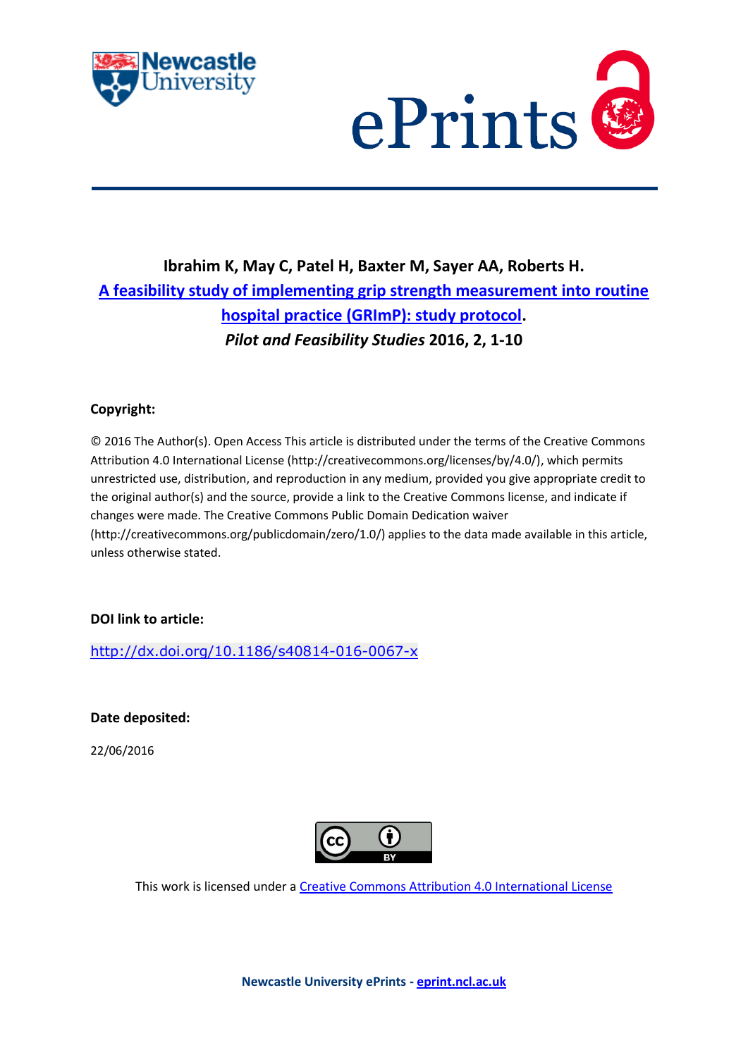**Ibrahim K, May C, Patel H, Baxter M, Sayer AA, Roberts H.**
**[A feasibility study of implementing grip strength measurement into routine hospital practice (GRImP): study protocol](http://dx.doi.org/10.1186/s40814-016-0067-x).**
***Pilot and Feasibility Studies* 2016, 2, 1-10**

**Copyright:**

© 2016 The Author(s). Open Access This article is distributed under the terms of the Creative Commons Attribution 4.0 International License (http://creativecommons.org/licenses/by/4.0/), which permits unrestricted use, distribution, and reproduction in any medium, provided you give appropriate credit to the original author(s) and the source, provide a link to the Creative Commons license, and indicate if changes were made. The Creative Commons Public Domain Dedication waiver (http://creativecommons.org/publicdomain/zero/1.0/) applies to the data made available in this article, unless otherwise stated.

**DOI link to article:**

http://dx.doi.org/10.1186/s40814-016-0067-x

**Date deposited:**

22/06/2016

This work is licensed under a Creative Commons Attribution 4.0 International License

**Newcastle University ePrints - eprint.ncl.ac.uk**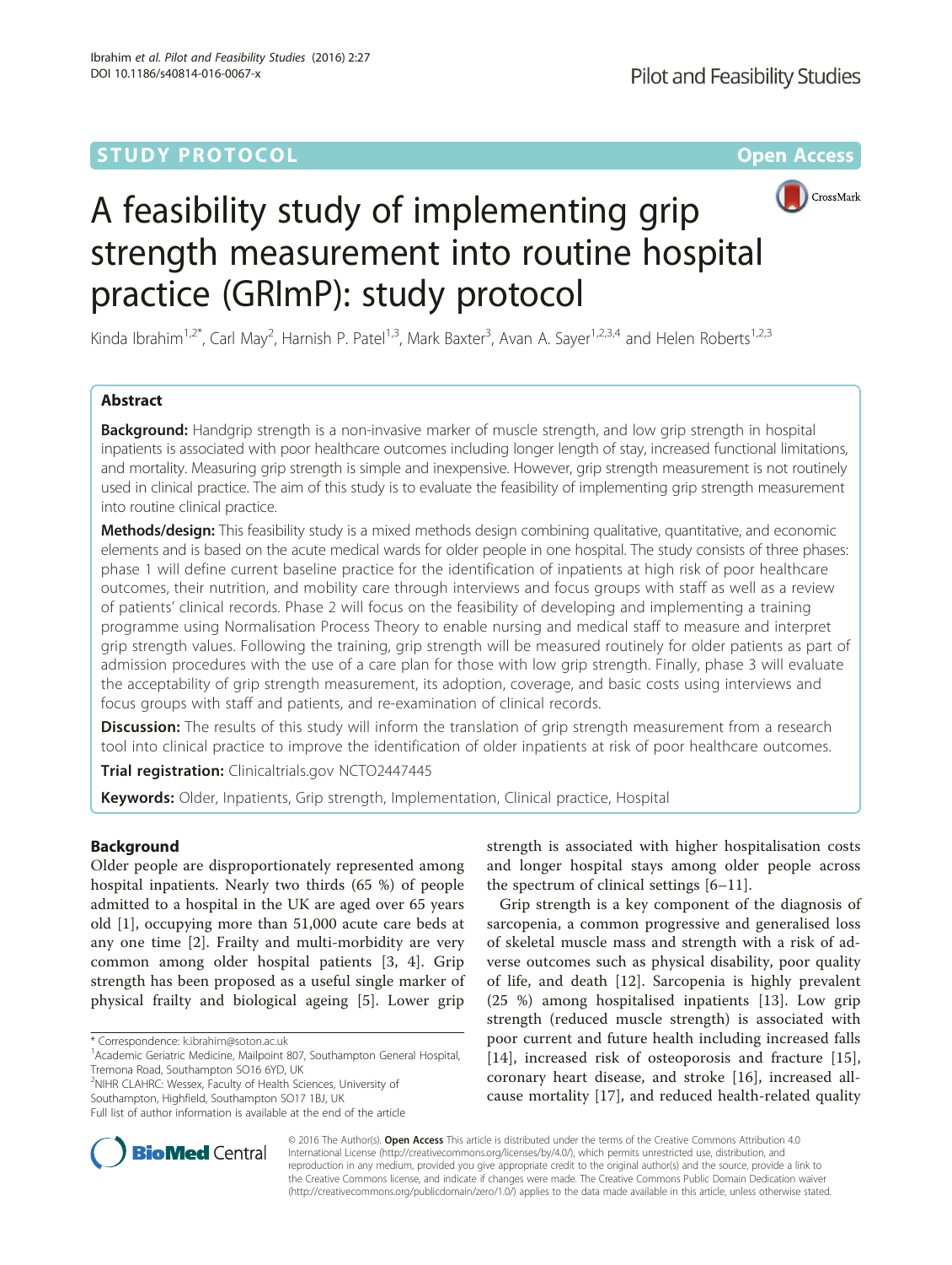# A feasibility study of implementing grip strength measurement into routine hospital practice (GRImP): study protocol

Kinda Ibrahim[1,2*], Carl May[2], Harnish P. Patel[1,3], Mark Baxter[3], Avan A. Sayer[1,2,3,4] and Helen Roberts[1,2,3]

## Abstract

**Background:** Handgrip strength is a non-invasive marker of muscle strength, and low grip strength in hospital inpatients is associated with poor healthcare outcomes including longer length of stay, increased functional limitations, and mortality. Measuring grip strength is simple and inexpensive. However, grip strength measurement is not routinely used in clinical practice. The aim of this study is to evaluate the feasibility of implementing grip strength measurement into routine clinical practice.

**Methods/design:** This feasibility study is a mixed methods design combining qualitative, quantitative, and economic elements and is based on the acute medical wards for older people in one hospital. The study consists of three phases: phase 1 will define current baseline practice for the identification of inpatients at high risk of poor healthcare outcomes, their nutrition, and mobility care through interviews and focus groups with staff as well as a review of patients' clinical records. Phase 2 will focus on the feasibility of developing and implementing a training programme using Normalisation Process Theory to enable nursing and medical staff to measure and interpret grip strength values. Following the training, grip strength will be measured routinely for older patients as part of admission procedures with the use of a care plan for those with low grip strength. Finally, phase 3 will evaluate the acceptability of grip strength measurement, its adoption, coverage, and basic costs using interviews and focus groups with staff and patients, and re-examination of clinical records.

**Discussion:** The results of this study will inform the translation of grip strength measurement from a research tool into clinical practice to improve the identification of older inpatients at risk of poor healthcare outcomes.

**Trial registration:** Clinicaltrials.gov NCTO2447445

**Keywords:** Older, Inpatients, Grip strength, Implementation, Clinical practice, Hospital

## Background

Older people are disproportionately represented among hospital inpatients. Nearly two thirds (65 %) of people admitted to a hospital in the UK are aged over 65 years old [1], occupying more than 51,000 acute care beds at any one time [2]. Frailty and multi-morbidity are very common among older hospital patients [3, 4]. Grip strength has been proposed as a useful single marker of physical frailty and biological ageing [5]. Lower grip strength is associated with higher hospitalisation costs and longer hospital stays among older people across the spectrum of clinical settings [6–11].

Grip strength is a key component of the diagnosis of sarcopenia, a common progressive and generalised loss of skeletal muscle mass and strength with a risk of adverse outcomes such as physical disability, poor quality of life, and death [12]. Sarcopenia is highly prevalent (25 %) among hospitalised inpatients [13]. Low grip strength (reduced muscle strength) is associated with poor current and future health including increased falls [14], increased risk of osteoporosis and fracture [15], coronary heart disease, and stroke [16], increased all-cause mortality [17], and reduced health-related quality

\* Correspondence: k.ibrahim@soton.ac.uk

[1]Academic Geriatric Medicine, Mailpoint 807, Southampton General Hospital, Tremona Road, Southampton SO16 6YD, UK

[2]NIHR CLAHRC: Wessex, Faculty of Health Sciences, University of Southampton, Highfield, Southampton SO17 1BJ, UK

Full list of author information is available at the end of the article

© 2016 The Author(s). **Open Access** This article is distributed under the terms of the Creative Commons Attribution 4.0 International License (http://creativecommons.org/licenses/by/4.0/), which permits unrestricted use, distribution, and reproduction in any medium, provided you give appropriate credit to the original author(s) and the source, provide a link to the Creative Commons license, and indicate if changes were made. The Creative Commons Public Domain Dedication waiver (http://creativecommons.org/publicdomain/zero/1.0/) applies to the data made available in this article, unless otherwise stated.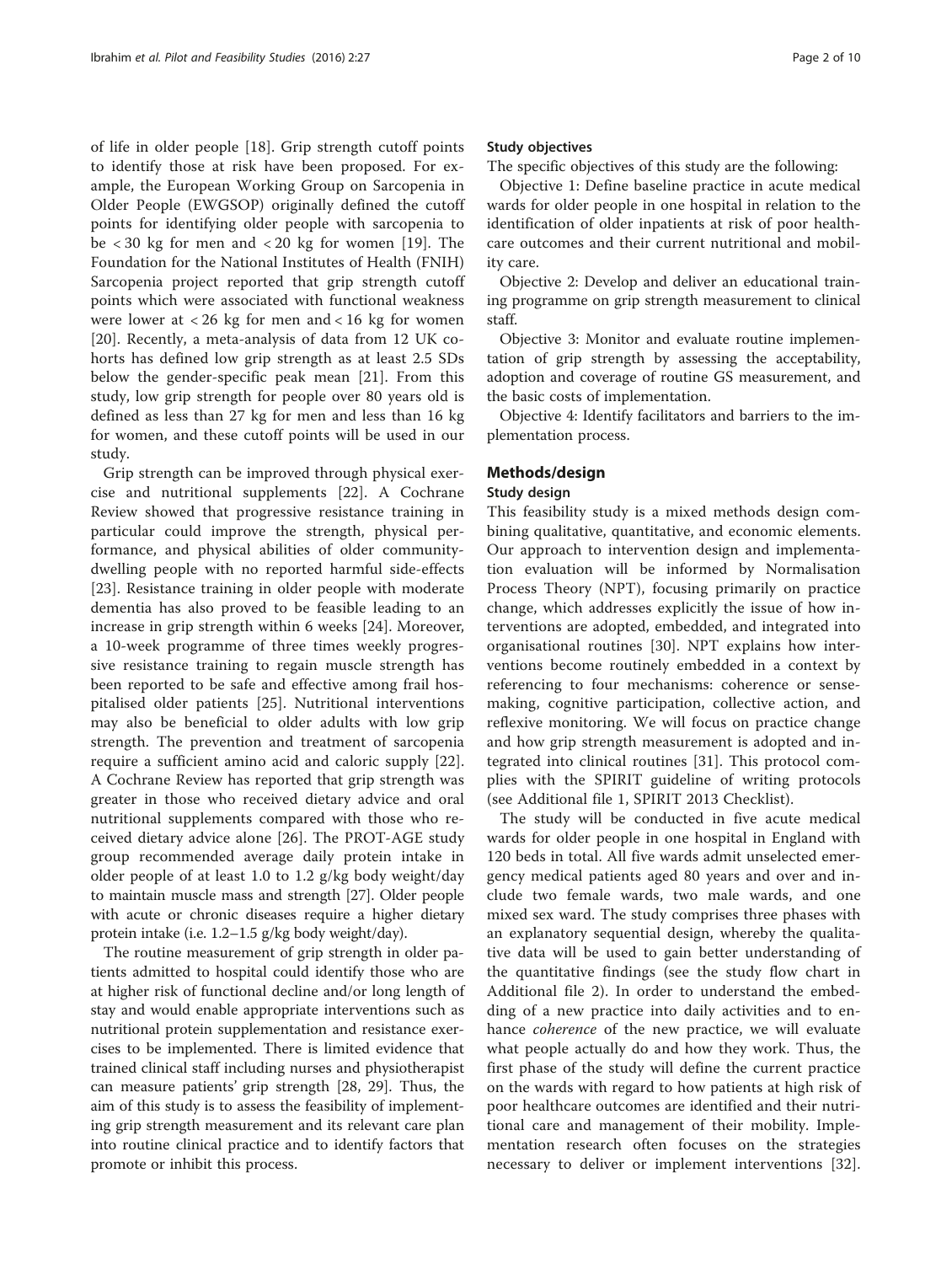of life in older people [18]. Grip strength cutoff points to identify those at risk have been proposed. For example, the European Working Group on Sarcopenia in Older People (EWGSOP) originally defined the cutoff points for identifying older people with sarcopenia to be < 30 kg for men and < 20 kg for women [19]. The Foundation for the National Institutes of Health (FNIH) Sarcopenia project reported that grip strength cutoff points which were associated with functional weakness were lower at < 26 kg for men and < 16 kg for women [20]. Recently, a meta-analysis of data from 12 UK cohorts has defined low grip strength as at least 2.5 SDs below the gender-specific peak mean [21]. From this study, low grip strength for people over 80 years old is defined as less than 27 kg for men and less than 16 kg for women, and these cutoff points will be used in our study.

Grip strength can be improved through physical exercise and nutritional supplements [22]. A Cochrane Review showed that progressive resistance training in particular could improve the strength, physical performance, and physical abilities of older community-dwelling people with no reported harmful side-effects [23]. Resistance training in older people with moderate dementia has also proved to be feasible leading to an increase in grip strength within 6 weeks [24]. Moreover, a 10-week programme of three times weekly progressive resistance training to regain muscle strength has been reported to be safe and effective among frail hospitalised older patients [25]. Nutritional interventions may also be beneficial to older adults with low grip strength. The prevention and treatment of sarcopenia require a sufficient amino acid and caloric supply [22]. A Cochrane Review has reported that grip strength was greater in those who received dietary advice and oral nutritional supplements compared with those who received dietary advice alone [26]. The PROT-AGE study group recommended average daily protein intake in older people of at least 1.0 to 1.2 g/kg body weight/day to maintain muscle mass and strength [27]. Older people with acute or chronic diseases require a higher dietary protein intake (i.e. 1.2–1.5 g/kg body weight/day).

The routine measurement of grip strength in older patients admitted to hospital could identify those who are at higher risk of functional decline and/or long length of stay and would enable appropriate interventions such as nutritional protein supplementation and resistance exercises to be implemented. There is limited evidence that trained clinical staff including nurses and physiotherapist can measure patients' grip strength [28, 29]. Thus, the aim of this study is to assess the feasibility of implementing grip strength measurement and its relevant care plan into routine clinical practice and to identify factors that promote or inhibit this process.

### Study objectives

The specific objectives of this study are the following:

Objective 1: Define baseline practice in acute medical wards for older people in one hospital in relation to the identification of older inpatients at risk of poor healthcare outcomes and their current nutritional and mobility care.

Objective 2: Develop and deliver an educational training programme on grip strength measurement to clinical staff.

Objective 3: Monitor and evaluate routine implementation of grip strength by assessing the acceptability, adoption and coverage of routine GS measurement, and the basic costs of implementation.

Objective 4: Identify facilitators and barriers to the implementation process.

## Methods/design

### Study design

This feasibility study is a mixed methods design combining qualitative, quantitative, and economic elements. Our approach to intervention design and implementation evaluation will be informed by Normalisation Process Theory (NPT), focusing primarily on practice change, which addresses explicitly the issue of how interventions are adopted, embedded, and integrated into organisational routines [30]. NPT explains how interventions become routinely embedded in a context by referencing to four mechanisms: coherence or sense-making, cognitive participation, collective action, and reflexive monitoring. We will focus on practice change and how grip strength measurement is adopted and integrated into clinical routines [31]. This protocol complies with the SPIRIT guideline of writing protocols (see Additional file 1, SPIRIT 2013 Checklist).

The study will be conducted in five acute medical wards for older people in one hospital in England with 120 beds in total. All five wards admit unselected emergency medical patients aged 80 years and over and include two female wards, two male wards, and one mixed sex ward. The study comprises three phases with an explanatory sequential design, whereby the qualitative data will be used to gain better understanding of the quantitative findings (see the study flow chart in Additional file 2). In order to understand the embedding of a new practice into daily activities and to enhance *coherence* of the new practice, we will evaluate what people actually do and how they work. Thus, the first phase of the study will define the current practice on the wards with regard to how patients at high risk of poor healthcare outcomes are identified and their nutritional care and management of their mobility. Implementation research often focuses on the strategies necessary to deliver or implement interventions [32].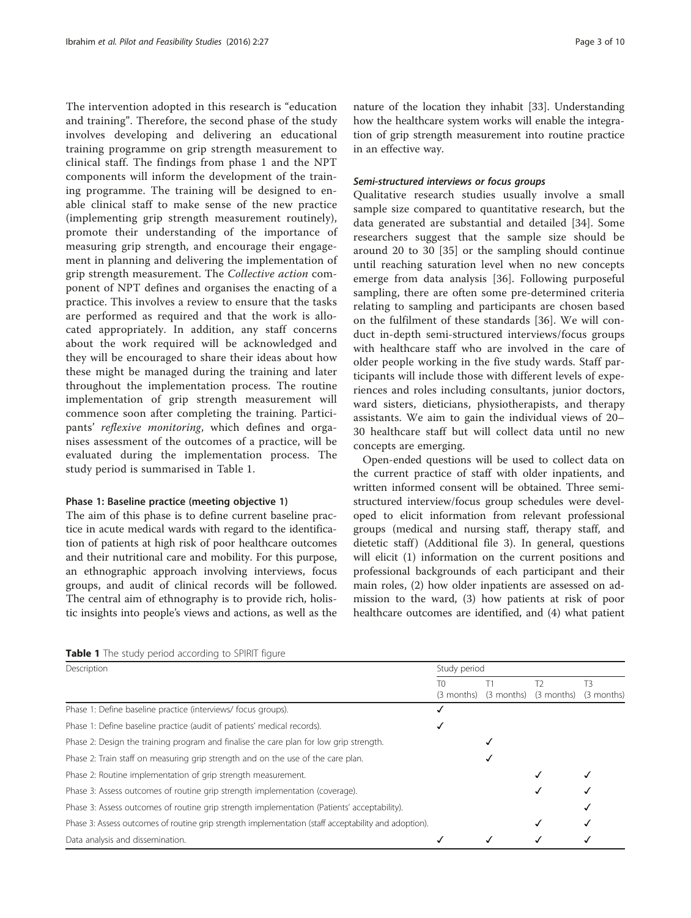The intervention adopted in this research is "education and training". Therefore, the second phase of the study involves developing and delivering an educational training programme on grip strength measurement to clinical staff. The findings from phase 1 and the NPT components will inform the development of the training programme. The training will be designed to enable clinical staff to make sense of the new practice (implementing grip strength measurement routinely), promote their understanding of the importance of measuring grip strength, and encourage their engagement in planning and delivering the implementation of grip strength measurement. The *Collective action* component of NPT defines and organises the enacting of a practice. This involves a review to ensure that the tasks are performed as required and that the work is allocated appropriately. In addition, any staff concerns about the work required will be acknowledged and they will be encouraged to share their ideas about how these might be managed during the training and later throughout the implementation process. The routine implementation of grip strength measurement will commence soon after completing the training. Participants' *reflexive monitoring*, which defines and organises assessment of the outcomes of a practice, will be evaluated during the implementation process. The study period is summarised in Table 1.

#### Phase 1: Baseline practice (meeting objective 1)

The aim of this phase is to define current baseline practice in acute medical wards with regard to the identification of patients at high risk of poor healthcare outcomes and their nutritional care and mobility. For this purpose, an ethnographic approach involving interviews, focus groups, and audit of clinical records will be followed. The central aim of ethnography is to provide rich, holistic insights into people's views and actions, as well as the nature of the location they inhabit [33]. Understanding how the healthcare system works will enable the integration of grip strength measurement into routine practice in an effective way.

##### *Semi-structured interviews or focus groups*

Qualitative research studies usually involve a small sample size compared to quantitative research, but the data generated are substantial and detailed [34]. Some researchers suggest that the sample size should be around 20 to 30 [35] or the sampling should continue until reaching saturation level when no new concepts emerge from data analysis [36]. Following purposeful sampling, there are often some pre-determined criteria relating to sampling and participants are chosen based on the fulfilment of these standards [36]. We will conduct in-depth semi-structured interviews/focus groups with healthcare staff who are involved in the care of older people working in the five study wards. Staff participants will include those with different levels of experiences and roles including consultants, junior doctors, ward sisters, dieticians, physiotherapists, and therapy assistants. We aim to gain the individual views of 20–30 healthcare staff but will collect data until no new concepts are emerging.

Open-ended questions will be used to collect data on the current practice of staff with older inpatients, and written informed consent will be obtained. Three semi-structured interview/focus group schedules were developed to elicit information from relevant professional groups (medical and nursing staff, therapy staff, and dietetic staff) (Additional file 3). In general, questions will elicit (1) information on the current positions and professional backgrounds of each participant and their main roles, (2) how older inpatients are assessed on admission to the ward, (3) how patients at risk of poor healthcare outcomes are identified, and (4) what patient

**Table 1** The study period according to SPIRIT figure

| Description | Study period | | | |
|---|---|---|---|---|
| | T0 (3 months) | T1 (3 months) | T2 (3 months) | T3 (3 months) |
| Phase 1: Define baseline practice (interviews/ focus groups). | ✓ | | | |
| Phase 1: Define baseline practice (audit of patients' medical records). | ✓ | | | |
| Phase 2: Design the training program and finalise the care plan for low grip strength. | | ✓ | | |
| Phase 2: Train staff on measuring grip strength and on the use of the care plan. | | ✓ | | |
| Phase 2: Routine implementation of grip strength measurement. | | | ✓ | ✓ |
| Phase 3: Assess outcomes of routine grip strength implementation (coverage). | | | ✓ | ✓ |
| Phase 3: Assess outcomes of routine grip strength implementation (Patients' acceptability). | | | | ✓ |
| Phase 3: Assess outcomes of routine grip strength implementation (staff acceptability and adoption). | | | ✓ | ✓ |
| Data analysis and dissemination. | ✓ | ✓ | ✓ | ✓ |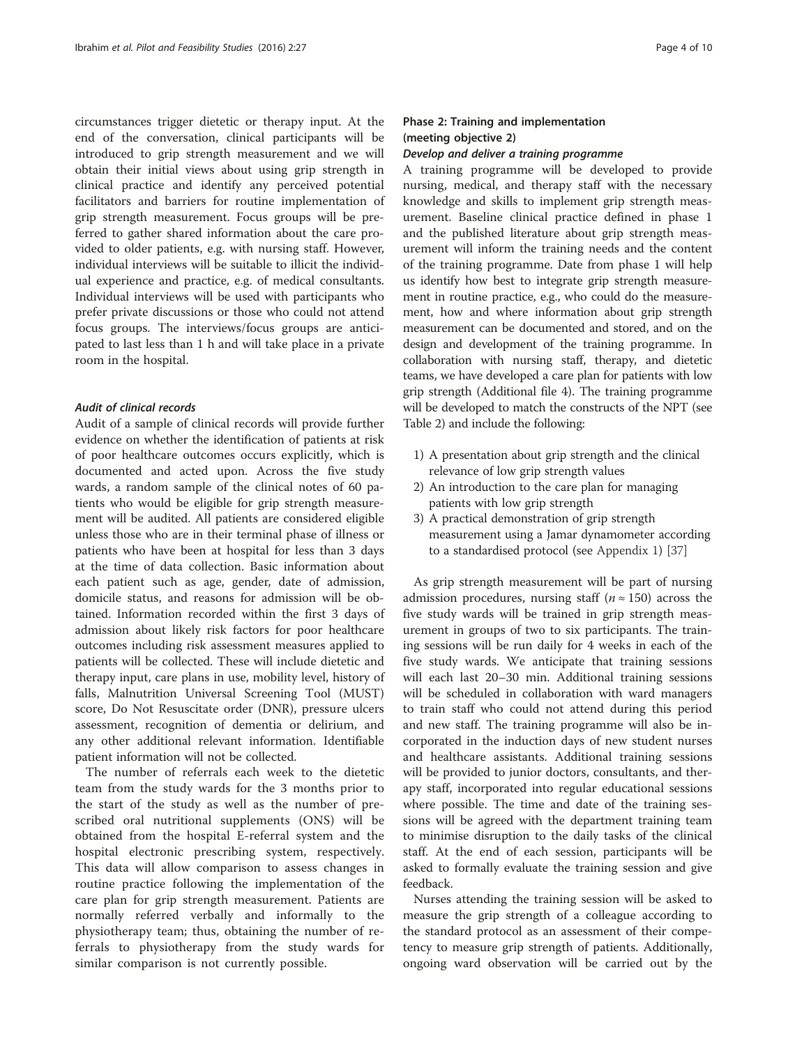circumstances trigger dietetic or therapy input. At the end of the conversation, clinical participants will be introduced to grip strength measurement and we will obtain their initial views about using grip strength in clinical practice and identify any perceived potential facilitators and barriers for routine implementation of grip strength measurement. Focus groups will be preferred to gather shared information about the care provided to older patients, e.g. with nursing staff. However, individual interviews will be suitable to illicit the individual experience and practice, e.g. of medical consultants. Individual interviews will be used with participants who prefer private discussions or those who could not attend focus groups. The interviews/focus groups are anticipated to last less than 1 h and will take place in a private room in the hospital.

#### *Audit of clinical records*

Audit of a sample of clinical records will provide further evidence on whether the identification of patients at risk of poor healthcare outcomes occurs explicitly, which is documented and acted upon. Across the five study wards, a random sample of the clinical notes of 60 patients who would be eligible for grip strength measurement will be audited. All patients are considered eligible unless those who are in their terminal phase of illness or patients who have been at hospital for less than 3 days at the time of data collection. Basic information about each patient such as age, gender, date of admission, domicile status, and reasons for admission will be obtained. Information recorded within the first 3 days of admission about likely risk factors for poor healthcare outcomes including risk assessment measures applied to patients will be collected. These will include dietetic and therapy input, care plans in use, mobility level, history of falls, Malnutrition Universal Screening Tool (MUST) score, Do Not Resuscitate order (DNR), pressure ulcers assessment, recognition of dementia or delirium, and any other additional relevant information. Identifiable patient information will not be collected.

The number of referrals each week to the dietetic team from the study wards for the 3 months prior to the start of the study as well as the number of prescribed oral nutritional supplements (ONS) will be obtained from the hospital E-referral system and the hospital electronic prescribing system, respectively. This data will allow comparison to assess changes in routine practice following the implementation of the care plan for grip strength measurement. Patients are normally referred verbally and informally to the physiotherapy team; thus, obtaining the number of referrals to physiotherapy from the study wards for similar comparison is not currently possible.

### Phase 2: Training and implementation (meeting objective 2)

#### *Develop and deliver a training programme*

A training programme will be developed to provide nursing, medical, and therapy staff with the necessary knowledge and skills to implement grip strength measurement. Baseline clinical practice defined in phase 1 and the published literature about grip strength measurement will inform the training needs and the content of the training programme. Date from phase 1 will help us identify how best to integrate grip strength measurement in routine practice, e.g., who could do the measurement, how and where information about grip strength measurement can be documented and stored, and on the design and development of the training programme. In collaboration with nursing staff, therapy, and dietetic teams, we have developed a care plan for patients with low grip strength (Additional file 4). The training programme will be developed to match the constructs of the NPT (see Table 2) and include the following:

1) A presentation about grip strength and the clinical relevance of low grip strength values
2) An introduction to the care plan for managing patients with low grip strength
3) A practical demonstration of grip strength measurement using a Jamar dynamometer according to a standardised protocol (see Appendix 1) [37]

As grip strength measurement will be part of nursing admission procedures, nursing staff ($n \approx 150$) across the five study wards will be trained in grip strength measurement in groups of two to six participants. The training sessions will be run daily for 4 weeks in each of the five study wards. We anticipate that training sessions will each last 20–30 min. Additional training sessions will be scheduled in collaboration with ward managers to train staff who could not attend during this period and new staff. The training programme will also be incorporated in the induction days of new student nurses and healthcare assistants. Additional training sessions will be provided to junior doctors, consultants, and therapy staff, incorporated into regular educational sessions where possible. The time and date of the training sessions will be agreed with the department training team to minimise disruption to the daily tasks of the clinical staff. At the end of each session, participants will be asked to formally evaluate the training session and give feedback.

Nurses attending the training session will be asked to measure the grip strength of a colleague according to the standard protocol as an assessment of their competency to measure grip strength of patients. Additionally, ongoing ward observation will be carried out by the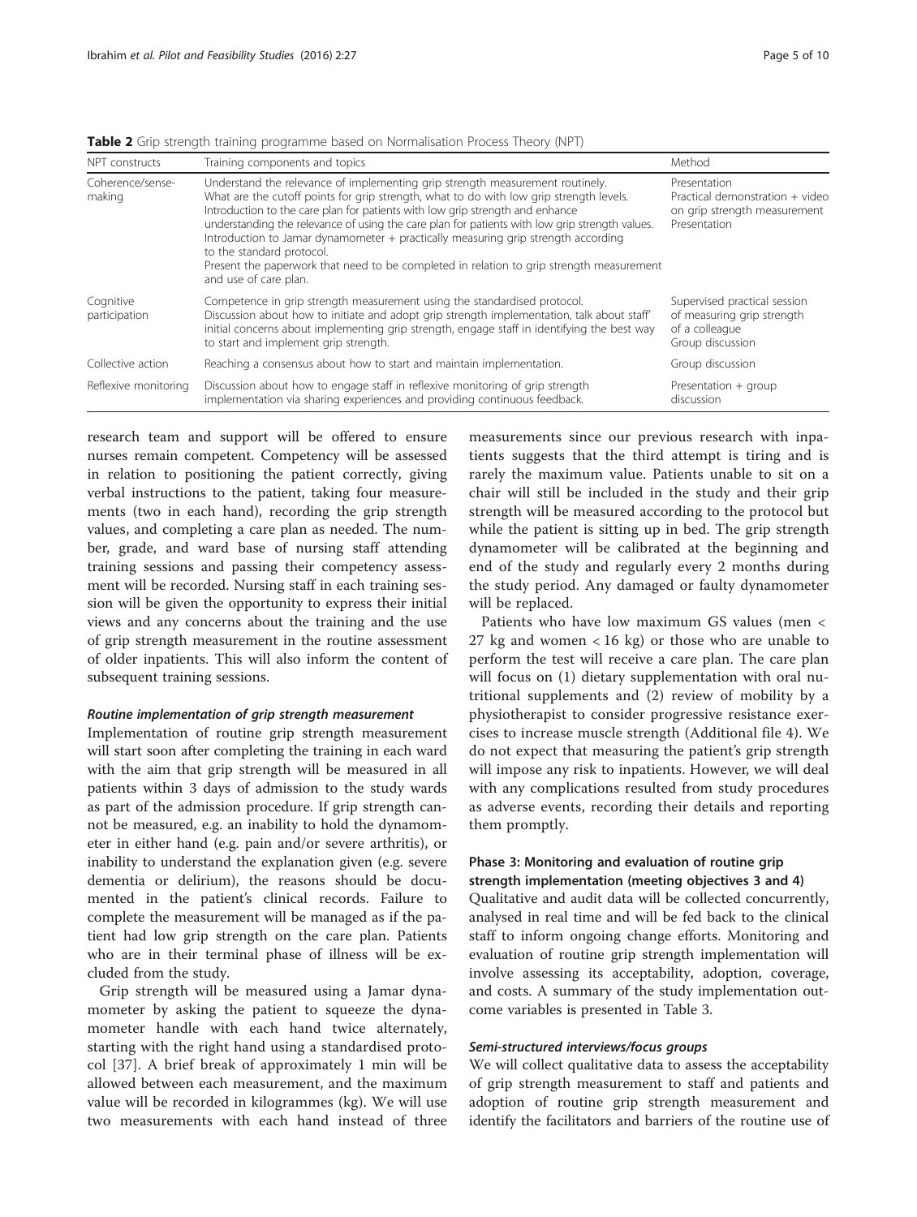**Table 2** Grip strength training programme based on Normalisation Process Theory (NPT)

| NPT constructs | Training components and topics | Method |
|---|---|---|
| Coherence/sense-making | Understand the relevance of implementing grip strength measurement routinely. What are the cutoff points for grip strength, what to do with low grip strength levels. Introduction to the care plan for patients with low grip strength and enhance understanding the relevance of using the care plan for patients with low grip strength values. Introduction to Jamar dynamometer + practically measuring grip strength according to the standard protocol. Present the paperwork that need to be completed in relation to grip strength measurement and use of care plan. | Presentation Practical demonstration + video on grip strength measurement Presentation |
| Cognitive participation | Competence in grip strength measurement using the standardised protocol. Discussion about how to initiate and adopt grip strength implementation, talk about staff' initial concerns about implementing grip strength, engage staff in identifying the best way to start and implement grip strength. | Supervised practical session of measuring grip strength of a colleague Group discussion |
| Collective action | Reaching a consensus about how to start and maintain implementation. | Group discussion |
| Reflexive monitoring | Discussion about how to engage staff in reflexive monitoring of grip strength implementation via sharing experiences and providing continuous feedback. | Presentation + group discussion |

research team and support will be offered to ensure nurses remain competent. Competency will be assessed in relation to positioning the patient correctly, giving verbal instructions to the patient, taking four measurements (two in each hand), recording the grip strength values, and completing a care plan as needed. The number, grade, and ward base of nursing staff attending training sessions and passing their competency assessment will be recorded. Nursing staff in each training session will be given the opportunity to express their initial views and any concerns about the training and the use of grip strength measurement in the routine assessment of older inpatients. This will also inform the content of subsequent training sessions.

#### *Routine implementation of grip strength measurement*

Implementation of routine grip strength measurement will start soon after completing the training in each ward with the aim that grip strength will be measured in all patients within 3 days of admission to the study wards as part of the admission procedure. If grip strength cannot be measured, e.g. an inability to hold the dynamometer in either hand (e.g. pain and/or severe arthritis), or inability to understand the explanation given (e.g. severe dementia or delirium), the reasons should be documented in the patient's clinical records. Failure to complete the measurement will be managed as if the patient had low grip strength on the care plan. Patients who are in their terminal phase of illness will be excluded from the study.

Grip strength will be measured using a Jamar dynamometer by asking the patient to squeeze the dynamometer handle with each hand twice alternately, starting with the right hand using a standardised protocol [37]. A brief break of approximately 1 min will be allowed between each measurement, and the maximum value will be recorded in kilogrammes (kg). We will use two measurements with each hand instead of three measurements since our previous research with inpatients suggests that the third attempt is tiring and is rarely the maximum value. Patients unable to sit on a chair will still be included in the study and their grip strength will be measured according to the protocol but while the patient is sitting up in bed. The grip strength dynamometer will be calibrated at the beginning and end of the study and regularly every 2 months during the study period. Any damaged or faulty dynamometer will be replaced.

Patients who have low maximum GS values (men < 27 kg and women < 16 kg) or those who are unable to perform the test will receive a care plan. The care plan will focus on (1) dietary supplementation with oral nutritional supplements and (2) review of mobility by a physiotherapist to consider progressive resistance exercises to increase muscle strength (Additional file 4). We do not expect that measuring the patient's grip strength will impose any risk to inpatients. However, we will deal with any complications resulted from study procedures as adverse events, recording their details and reporting them promptly.

### Phase 3: Monitoring and evaluation of routine grip strength implementation (meeting objectives 3 and 4)

Qualitative and audit data will be collected concurrently, analysed in real time and will be fed back to the clinical staff to inform ongoing change efforts. Monitoring and evaluation of routine grip strength implementation will involve assessing its acceptability, adoption, coverage, and costs. A summary of the study implementation outcome variables is presented in Table 3.

#### *Semi-structured interviews/focus groups*

We will collect qualitative data to assess the acceptability of grip strength measurement to staff and patients and adoption of routine grip strength measurement and identify the facilitators and barriers of the routine use of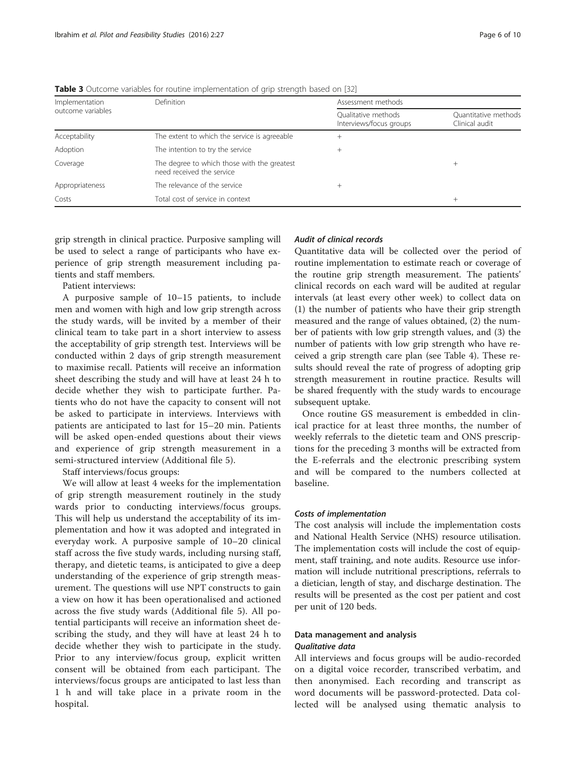**Table 3** Outcome variables for routine implementation of grip strength based on [32]

| Implementation outcome variables | Definition | Assessment methods | |
|---|---|---|---|
| | | Qualitative methods Interviews/focus groups | Quantitative methods Clinical audit |
| Acceptability | The extent to which the service is agreeable | + | |
| Adoption | The intention to try the service | + | |
| Coverage | The degree to which those with the greatest need received the service | | + |
| Appropriateness | The relevance of the service | + | |
| Costs | Total cost of service in context | | + |

grip strength in clinical practice. Purposive sampling will be used to select a range of participants who have experience of grip strength measurement including patients and staff members.

Patient interviews:

A purposive sample of 10–15 patients, to include men and women with high and low grip strength across the study wards, will be invited by a member of their clinical team to take part in a short interview to assess the acceptability of grip strength test. Interviews will be conducted within 2 days of grip strength measurement to maximise recall. Patients will receive an information sheet describing the study and will have at least 24 h to decide whether they wish to participate further. Patients who do not have the capacity to consent will not be asked to participate in interviews. Interviews with patients are anticipated to last for 15–20 min. Patients will be asked open-ended questions about their views and experience of grip strength measurement in a semi-structured interview (Additional file 5).

Staff interviews/focus groups:

We will allow at least 4 weeks for the implementation of grip strength measurement routinely in the study wards prior to conducting interviews/focus groups. This will help us understand the acceptability of its implementation and how it was adopted and integrated in everyday work. A purposive sample of 10–20 clinical staff across the five study wards, including nursing staff, therapy, and dietetic teams, is anticipated to give a deep understanding of the experience of grip strength measurement. The questions will use NPT constructs to gain a view on how it has been operationalised and actioned across the five study wards (Additional file 5). All potential participants will receive an information sheet describing the study, and they will have at least 24 h to decide whether they wish to participate in the study. Prior to any interview/focus group, explicit written consent will be obtained from each participant. The interviews/focus groups are anticipated to last less than 1 h and will take place in a private room in the hospital.

#### *Audit of clinical records*

Quantitative data will be collected over the period of routine implementation to estimate reach or coverage of the routine grip strength measurement. The patients' clinical records on each ward will be audited at regular intervals (at least every other week) to collect data on (1) the number of patients who have their grip strength measured and the range of values obtained, (2) the number of patients with low grip strength values, and (3) the number of patients with low grip strength who have received a grip strength care plan (see Table 4). These results should reveal the rate of progress of adopting grip strength measurement in routine practice. Results will be shared frequently with the study wards to encourage subsequent uptake.

Once routine GS measurement is embedded in clinical practice for at least three months, the number of weekly referrals to the dietetic team and ONS prescriptions for the preceding 3 months will be extracted from the E-referrals and the electronic prescribing system and will be compared to the numbers collected at baseline.

#### *Costs of implementation*

The cost analysis will include the implementation costs and National Health Service (NHS) resource utilisation. The implementation costs will include the cost of equipment, staff training, and note audits. Resource use information will include nutritional prescriptions, referrals to a dietician, length of stay, and discharge destination. The results will be presented as the cost per patient and cost per unit of 120 beds.

### Data management and analysis

#### *Qualitative data*

All interviews and focus groups will be audio-recorded on a digital voice recorder, transcribed verbatim, and then anonymised. Each recording and transcript as word documents will be password-protected. Data collected will be analysed using thematic analysis to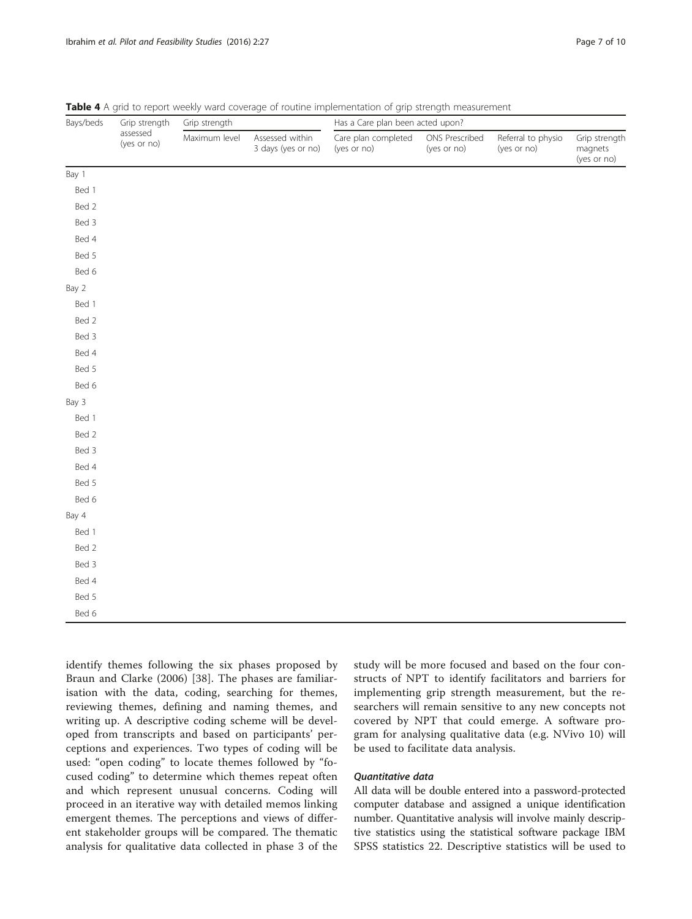**Table 4** A grid to report weekly ward coverage of routine implementation of grip strength measurement

| Bays/beds | Grip strength assessed (yes or no) | Grip strength | | Has a Care plan been acted upon? | | | |
|---|---|---|---|---|---|---|---|
| | | Maximum level | Assessed within 3 days (yes or no) | Care plan completed (yes or no) | ONS Prescribed (yes or no) | Referral to physio (yes or no) | Grip strength magnets (yes or no) |
| Bay 1 | | | | | | | |
| Bed 1 | | | | | | | |
| Bed 2 | | | | | | | |
| Bed 3 | | | | | | | |
| Bed 4 | | | | | | | |
| Bed 5 | | | | | | | |
| Bed 6 | | | | | | | |
| Bay 2 | | | | | | | |
| Bed 1 | | | | | | | |
| Bed 2 | | | | | | | |
| Bed 3 | | | | | | | |
| Bed 4 | | | | | | | |
| Bed 5 | | | | | | | |
| Bed 6 | | | | | | | |
| Bay 3 | | | | | | | |
| Bed 1 | | | | | | | |
| Bed 2 | | | | | | | |
| Bed 3 | | | | | | | |
| Bed 4 | | | | | | | |
| Bed 5 | | | | | | | |
| Bed 6 | | | | | | | |
| Bay 4 | | | | | | | |
| Bed 1 | | | | | | | |
| Bed 2 | | | | | | | |
| Bed 3 | | | | | | | |
| Bed 4 | | | | | | | |
| Bed 5 | | | | | | | |
| Bed 6 | | | | | | | |

identify themes following the six phases proposed by Braun and Clarke (2006) [38]. The phases are familiarisation with the data, coding, searching for themes, reviewing themes, defining and naming themes, and writing up. A descriptive coding scheme will be developed from transcripts and based on participants' perceptions and experiences. Two types of coding will be used: "open coding" to locate themes followed by "focused coding" to determine which themes repeat often and which represent unusual concerns. Coding will proceed in an iterative way with detailed memos linking emergent themes. The perceptions and views of different stakeholder groups will be compared. The thematic analysis for qualitative data collected in phase 3 of the study will be more focused and based on the four constructs of NPT to identify facilitators and barriers for implementing grip strength measurement, but the researchers will remain sensitive to any new concepts not covered by NPT that could emerge. A software program for analysing qualitative data (e.g. NVivo 10) will be used to facilitate data analysis.

#### *Quantitative data*

All data will be double entered into a password-protected computer database and assigned a unique identification number. Quantitative analysis will involve mainly descriptive statistics using the statistical software package IBM SPSS statistics 22. Descriptive statistics will be used to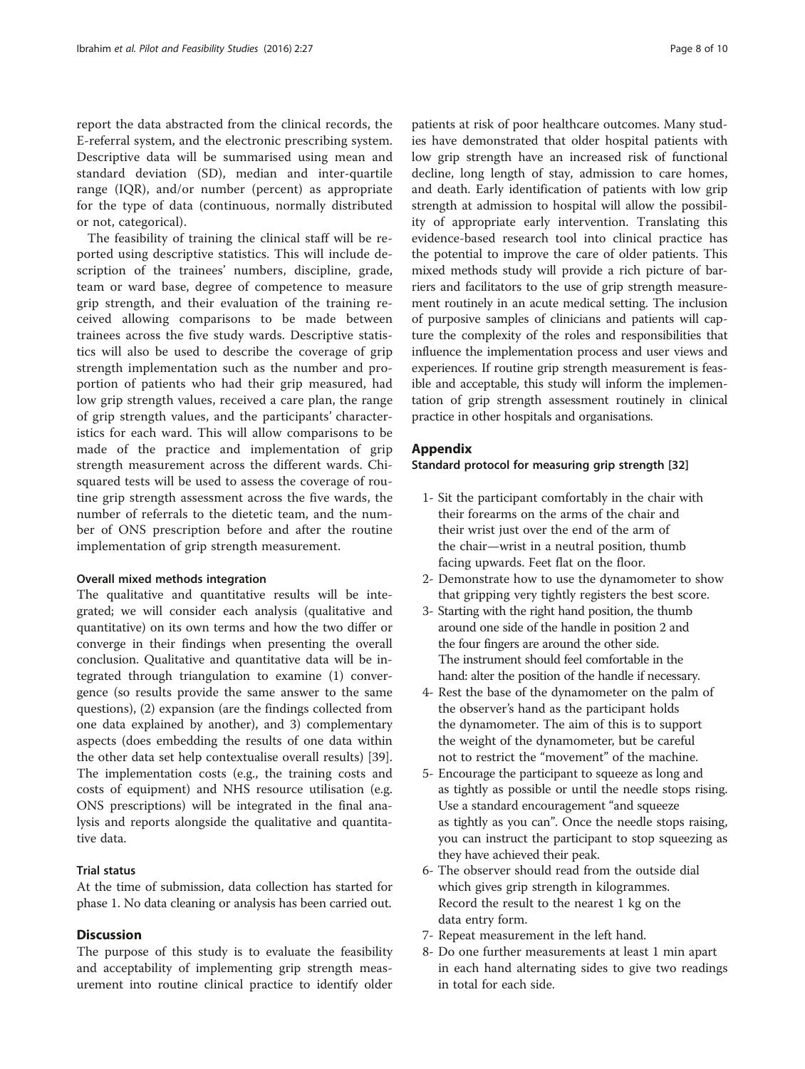report the data abstracted from the clinical records, the E-referral system, and the electronic prescribing system. Descriptive data will be summarised using mean and standard deviation (SD), median and inter-quartile range (IQR), and/or number (percent) as appropriate for the type of data (continuous, normally distributed or not, categorical).

The feasibility of training the clinical staff will be reported using descriptive statistics. This will include description of the trainees' numbers, discipline, grade, team or ward base, degree of competence to measure grip strength, and their evaluation of the training received allowing comparisons to be made between trainees across the five study wards. Descriptive statistics will also be used to describe the coverage of grip strength implementation such as the number and proportion of patients who had their grip measured, had low grip strength values, received a care plan, the range of grip strength values, and the participants' characteristics for each ward. This will allow comparisons to be made of the practice and implementation of grip strength measurement across the different wards. Chi-squared tests will be used to assess the coverage of routine grip strength assessment across the five wards, the number of referrals to the dietetic team, and the number of ONS prescription before and after the routine implementation of grip strength measurement.

#### Overall mixed methods integration

The qualitative and quantitative results will be integrated; we will consider each analysis (qualitative and quantitative) on its own terms and how the two differ or converge in their findings when presenting the overall conclusion. Qualitative and quantitative data will be integrated through triangulation to examine (1) convergence (so results provide the same answer to the same questions), (2) expansion (are the findings collected from one data explained by another), and 3) complementary aspects (does embedding the results of one data within the other data set help contextualise overall results) [39]. The implementation costs (e.g., the training costs and costs of equipment) and NHS resource utilisation (e.g. ONS prescriptions) will be integrated in the final analysis and reports alongside the qualitative and quantitative data.

#### Trial status

At the time of submission, data collection has started for phase 1. No data cleaning or analysis has been carried out.

## Discussion

The purpose of this study is to evaluate the feasibility and acceptability of implementing grip strength measurement into routine clinical practice to identify older patients at risk of poor healthcare outcomes. Many studies have demonstrated that older hospital patients with low grip strength have an increased risk of functional decline, long length of stay, admission to care homes, and death. Early identification of patients with low grip strength at admission to hospital will allow the possibility of appropriate early intervention. Translating this evidence-based research tool into clinical practice has the potential to improve the care of older patients. This mixed methods study will provide a rich picture of barriers and facilitators to the use of grip strength measurement routinely in an acute medical setting. The inclusion of purposive samples of clinicians and patients will capture the complexity of the roles and responsibilities that influence the implementation process and user views and experiences. If routine grip strength measurement is feasible and acceptable, this study will inform the implementation of grip strength assessment routinely in clinical practice in other hospitals and organisations.

## Appendix

#### Standard protocol for measuring grip strength [32]

1- Sit the participant comfortably in the chair with their forearms on the arms of the chair and their wrist just over the end of the arm of the chair—wrist in a neutral position, thumb facing upwards. Feet flat on the floor.

2- Demonstrate how to use the dynamometer to show that gripping very tightly registers the best score.

3- Starting with the right hand position, the thumb around one side of the handle in position 2 and the four fingers are around the other side. The instrument should feel comfortable in the hand: alter the position of the handle if necessary.

4- Rest the base of the dynamometer on the palm of the observer's hand as the participant holds the dynamometer. The aim of this is to support the weight of the dynamometer, but be careful not to restrict the "movement" of the machine.

5- Encourage the participant to squeeze as long and as tightly as possible or until the needle stops rising. Use a standard encouragement "and squeeze as tightly as you can". Once the needle stops raising, you can instruct the participant to stop squeezing as they have achieved their peak.

6- The observer should read from the outside dial which gives grip strength in kilogrammes. Record the result to the nearest 1 kg on the data entry form.

7- Repeat measurement in the left hand.

8- Do one further measurements at least 1 min apart in each hand alternating sides to give two readings in total for each side.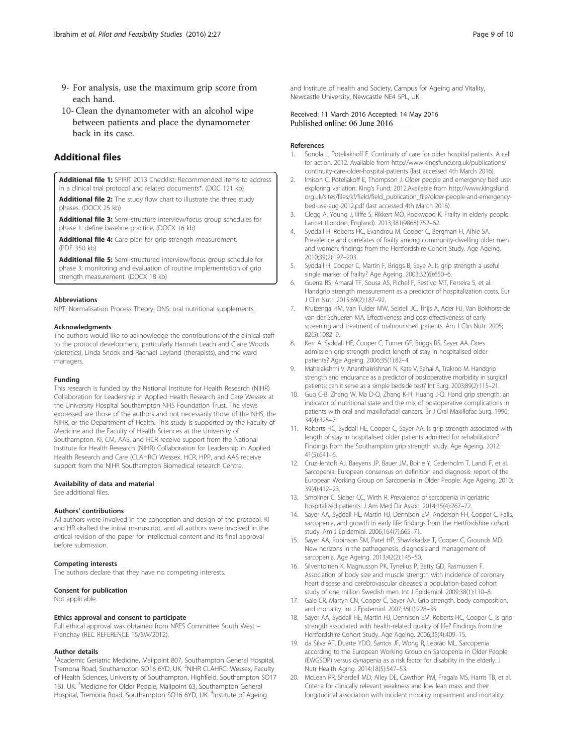9- For analysis, use the maximum grip score from each hand.

10- Clean the dynamometer with an alcohol wipe between patients and place the dynamometer back in its case.

## Additional files

**Additional file 1:** SPIRIT 2013 Checklist: Recommended items to address in a clinical trial protocol and related documents*. (DOC 121 kb)

**Additional file 2:** The study flow chart to illustrate the three study phases. (DOCX 25 kb)

**Additional file 3:** Semi-structure interview/focus group schedules for phase 1: define baseline practice. (DOCX 16 kb)

**Additional file 4:** Care plan for grip strength measurement. (PDF 350 kb)

**Additional file 5:** Semi-structured interview/focus group schedule for phase 3: monitoring and evaluation of routine implementation of grip strength measurement. (DOCX 18 kb)

#### Abbreviations

NPT: Normalisation Process Theory; ONS: oral nutritional supplements.

#### Acknowledgments

The authors would like to acknowledge the contributions of the clinical staff to the protocol development, particularly Hannah Leach and Claire Woods (dietetics), Linda Snook and Rachael Leyland (therapists), and the ward managers.

#### Funding

This research is funded by the National Institute for Health Research (NIHR) Collaboration for Leadership in Applied Health Research and Care Wessex at the University Hospital Southampton NHS Foundation Trust. The views expressed are those of the authors and not necessarily those of the NHS, the NIHR, or the Department of Health. This study is supported by the Faculty of Medicine and the Faculty of Health Sciences at the University of Southampton. KI, CM, AAS, and HCR receive support from the National Institute for Health Research (NIHR) Collaboration for Leadership in Applied Health Research and Care (CLAHRC) Wessex. HCR, HPP, and AAS receive support from the NIHR Southampton Biomedical research Centre.

#### Availability of data and material

See additional files.

#### Authors' contributions

All authors were involved in the conception and design of the protocol. KI and HR drafted the initial manuscript, and all authors were involved in the critical revision of the paper for intellectual content and its final approval before submission.

#### Competing interests

The authors declare that they have no competing interests.

#### Consent for publication

Not applicable.

#### Ethics approval and consent to participate

Full ethical approval was obtained from NRES Committee South West – Frenchay (REC REFERENCE 15/SW/2012).

#### Author details

[1]Academic Geriatric Medicine, Mailpoint 807, Southampton General Hospital, Tremona Road, Southampton SO16 6YD, UK. [2]NIHR CLAHRC: Wessex, Faculty of Health Sciences, University of Southampton, Highfield, Southampton SO17 1BJ, UK. [3]Medicine for Older People, Mailpoint 63, Southampton General Hospital, Tremona Road, Southampton SO16 6YD, UK. [4]Institute of Ageing and Institute of Health and Society, Campus for Ageing and Vitality, Newcastle University, Newcastle NE4 5PL, UK.

Received: 11 March 2016 Accepted: 14 May 2016
Published online: 06 June 2016

#### References

1. Sonola L, Poteliakhoff E. Continuity of care for older hospital patients. A call for action. 2012. Available from http://www.kingsfund.org.uk/publications/continuity-care-older-hospital-patients (last accessed 4th March 2016).
2. Imison C, Poteliakoff E, Thompson J. Older people and emergency bed use: exploring variation: King's Fund; 2012.Available from http://www.kingsfund.org.uk/sites/files/kf/field/field_publication_file/older-people-and-emergency-bed-use-aug-2012.pdf (last accessed 4th March 2016).
3. Clegg A, Young J, Iliffe S, Rikkert MO, Rockwood K. Frailty in elderly people. Lancet (London, England). 2013;381(9868):752–62.
4. Syddall H, Roberts HC, Evandrou M, Cooper C, Bergman H, Aihie SA. Prevalence and correlates of frailty among community-dwelling older men and women: findings from the Hertfordshire Cohort Study. Age Ageing. 2010;39(2):197–203.
5. Syddall H, Cooper C, Martin F, Briggs B, Saye A. Is grip strength a useful single marker of frailty? Age Ageing. 2003;32(6):650–6.
6. Guerra RS, Amaral TF, Sousa AS, Pichel F, Restivo MT, Ferreira S, et al. Handgrip strength measurement as a predictor of hospitalization costs. Eur J Clin Nutr. 2015;69(2):187–92.
7. Kruizenga HM, Van Tulder MW, Seidell JC, Thijs A, Ader HJ, Van Bokhorst-de van der Schueren MA. Effectiveness and cost-effectiveness of early screening and treatment of malnourished patients. Am J Clin Nutr. 2005;82(5):1082–9.
8. Kerr A, Syddall HE, Cooper C, Turner GF, Briggs RS, Sayer AA. Does admission grip strength predict length of stay in hospitalised older patients? Age Ageing. 2006;35(1):82–4.
9. Mahalakshmi V, Ananthakrishnan N, Kate V, Sahai A, Trakroo M. Handgrip strength and endurance as a predictor of postoperative morbidity in surgical patients: can it serve as a simple bedside test? Int Surg. 2003;89(2):115–21.
10. Guo C-B, Zhang W, Ma D-Q, Zhang K-H, Huang J-Q. Hand grip strength: an indicator of nutritional state and the mix of postoperative complications in patients with oral and maxillofacial cancers. Br J Oral Maxillofac Surg. 1996;34(4):325–7.
11. Roberts HC, Syddall HE, Cooper C, Sayer AA. Is grip strength associated with length of stay in hospitalised older patients admitted for rehabilitation? Findings from the Southampton grip strength study. Age Ageing. 2012;41(5):641–6.
12. Cruz-Jentoft AJ, Baeyens JP, Bauer JM, Boirie Y, Cederholm T, Landi F, et al. Sarcopenia: European consensus on definition and diagnosis: report of the European Working Group on Sarcopenia in Older People. Age Ageing. 2010;39(4):412–23.
13. Smoliner C, Sieber CC, Wirth R. Prevalence of sarcopenia in geriatric hospitalized patients. J Am Med Dir Assoc. 2014;15(4):267–72.
14. Sayer AA, Syddall HE, Martin HJ, Dennison EM, Anderson FH, Cooper C. Falls, sarcopenia, and growth in early life: findings from the Hertfordshire cohort study. Am J Epidemiol. 2006;164(7):665–71.
15. Sayer AA, Robinson SM, Patel HP, Shavlakadze T, Cooper C, Grounds MD. New horizons in the pathogenesis, diagnosis and management of sarcopenia. Age Ageing. 2013;42(2):145–50.
16. Silventoinen K, Magnusson PK, Tynelius P, Batty GD, Rasmussen F. Association of body size and muscle strength with incidence of coronary heart disease and cerebrovascular diseases: a population-based cohort study of one million Swedish men. Int J Epidemiol. 2009;38(1):110–8.
17. Gale CR, Martyn CN, Cooper C, Sayer AA. Grip strength, body composition, and mortality. Int J Epidemiol. 2007;36(1):228–35.
18. Sayer AA, Syddall HE, Martin HJ, Dennison EM, Roberts HC, Cooper C. Is grip strength associated with health-related quality of life? Findings from the Hertfordshire Cohort Study. Age Ageing. 2006;35(4):409–15.
19. da Silva AT, Duarte YDO, Santos JF, Wong R, Lebrão ML. Sarcopenia according to the European Working Group on Sarcopenia in Older People (EWGSOP) versus dynapenia as a risk factor for disability in the elderly. J Nutr Health Aging. 2014;18(5):547–53.
20. McLean RR, Shardell MD, Alley DE, Cawthon PM, Fragala MS, Harris TB, et al. Criteria for clinically relevant weakness and low lean mass and their longitudinal association with incident mobility impairment and mortality: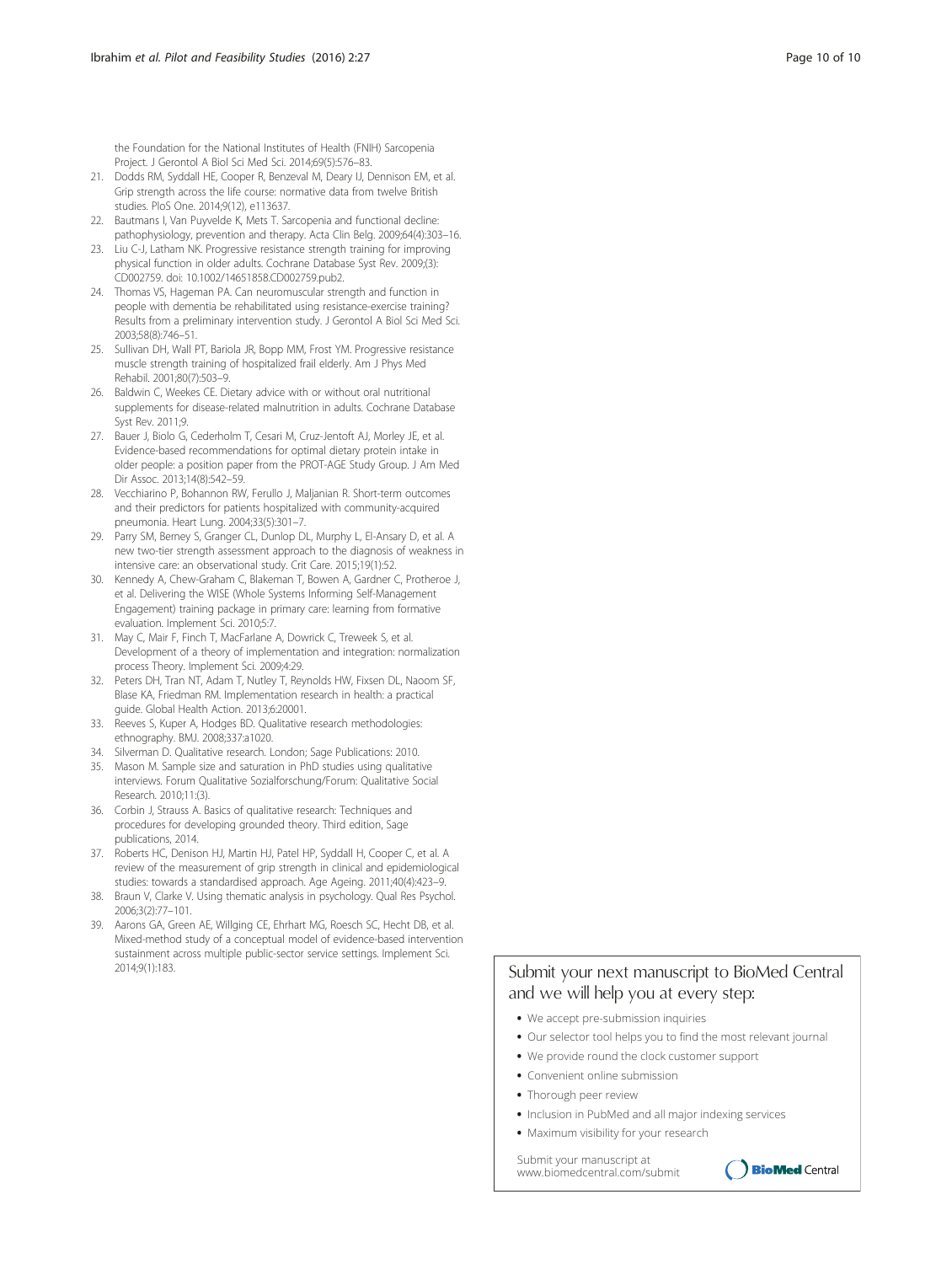the Foundation for the National Institutes of Health (FNIH) Sarcopenia Project. J Gerontol A Biol Sci Med Sci. 2014;69(5):576–83.

21. Dodds RM, Syddall HE, Cooper R, Benzeval M, Deary IJ, Dennison EM, et al. Grip strength across the life course: normative data from twelve British studies. PloS One. 2014;9(12), e113637.
22. Bautmans I, Van Puyvelde K, Mets T. Sarcopenia and functional decline: pathophysiology, prevention and therapy. Acta Clin Belg. 2009;64(4):303–16.
23. Liu C-J, Latham NK. Progressive resistance strength training for improving physical function in older adults. Cochrane Database Syst Rev. 2009;(3): CD002759. doi: 10.1002/14651858.CD002759.pub2.
24. Thomas VS, Hageman PA. Can neuromuscular strength and function in people with dementia be rehabilitated using resistance-exercise training? Results from a preliminary intervention study. J Gerontol A Biol Sci Med Sci. 2003;58(8):746–51.
25. Sullivan DH, Wall PT, Bariola JR, Bopp MM, Frost YM. Progressive resistance muscle strength training of hospitalized frail elderly. Am J Phys Med Rehabil. 2001;80(7):503–9.
26. Baldwin C, Weekes CE. Dietary advice with or without oral nutritional supplements for disease-related malnutrition in adults. Cochrane Database Syst Rev. 2011;9.
27. Bauer J, Biolo G, Cederholm T, Cesari M, Cruz-Jentoft AJ, Morley JE, et al. Evidence-based recommendations for optimal dietary protein intake in older people: a position paper from the PROT-AGE Study Group. J Am Med Dir Assoc. 2013;14(8):542–59.
28. Vecchiarino P, Bohannon RW, Ferullo J, Maljanian R. Short-term outcomes and their predictors for patients hospitalized with community-acquired pneumonia. Heart Lung. 2004;33(5):301–7.
29. Parry SM, Berney S, Granger CL, Dunlop DL, Murphy L, El-Ansary D, et al. A new two-tier strength assessment approach to the diagnosis of weakness in intensive care: an observational study. Crit Care. 2015;19(1):52.
30. Kennedy A, Chew-Graham C, Blakeman T, Bowen A, Gardner C, Protheroe J, et al. Delivering the WISE (Whole Systems Informing Self-Management Engagement) training package in primary care: learning from formative evaluation. Implement Sci. 2010;5:7.
31. May C, Mair F, Finch T, MacFarlane A, Dowrick C, Treweek S, et al. Development of a theory of implementation and integration: normalization process Theory. Implement Sci. 2009;4:29.
32. Peters DH, Tran NT, Adam T, Nutley T, Reynolds HW, Fixsen DL, Naoom SF, Blase KA, Friedman RM. Implementation research in health: a practical guide. Global Health Action. 2013;6:20001.
33. Reeves S, Kuper A, Hodges BD. Qualitative research methodologies: ethnography. BMJ. 2008;337:a1020.
34. Silverman D. Qualitative research. London; Sage Publications: 2010.
35. Mason M. Sample size and saturation in PhD studies using qualitative interviews. Forum Qualitative Sozialforschung/Forum: Qualitative Social Research. 2010;11:(3).
36. Corbin J, Strauss A. Basics of qualitative research: Techniques and procedures for developing grounded theory. Third edition, Sage publications, 2014.
37. Roberts HC, Denison HJ, Martin HJ, Patel HP, Syddall H, Cooper C, et al. A review of the measurement of grip strength in clinical and epidemiological studies: towards a standardised approach. Age Ageing. 2011;40(4):423–9.
38. Braun V, Clarke V. Using thematic analysis in psychology. Qual Res Psychol. 2006;3(2):77–101.
39. Aarons GA, Green AE, Willging CE, Ehrhart MG, Roesch SC, Hecht DB, et al. Mixed-method study of a conceptual model of evidence-based intervention sustainment across multiple public-sector service settings. Implement Sci. 2014;9(1):183.

Submit your next manuscript to BioMed Central and we will help you at every step:

- We accept pre-submission inquiries
- Our selector tool helps you to find the most relevant journal
- We provide round the clock customer support
- Convenient online submission
- Thorough peer review
- Inclusion in PubMed and all major indexing services
- Maximum visibility for your research

Submit your manuscript at www.biomedcentral.com/submit

BioMed Central